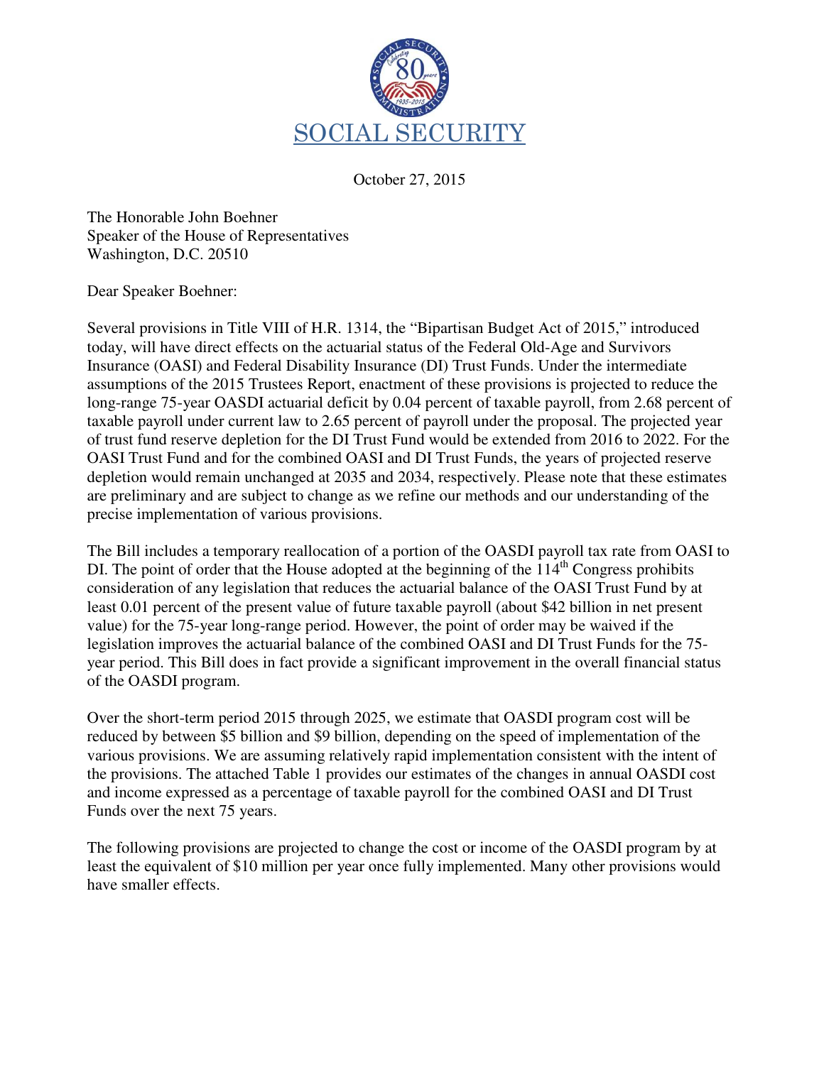# SOCIAL SECURITY

October 27, 2015

The Honorable John Boehner
Speaker of the House of Representatives
Washington, D.C. 20510

Dear Speaker Boehner:

Several provisions in Title VIII of H.R. 1314, the "Bipartisan Budget Act of 2015," introduced today, will have direct effects on the actuarial status of the Federal Old-Age and Survivors Insurance (OASI) and Federal Disability Insurance (DI) Trust Funds. Under the intermediate assumptions of the 2015 Trustees Report, enactment of these provisions is projected to reduce the long-range 75-year OASDI actuarial deficit by 0.04 percent of taxable payroll, from 2.68 percent of taxable payroll under current law to 2.65 percent of payroll under the proposal. The projected year of trust fund reserve depletion for the DI Trust Fund would be extended from 2016 to 2022. For the OASI Trust Fund and for the combined OASI and DI Trust Funds, the years of projected reserve depletion would remain unchanged at 2035 and 2034, respectively. Please note that these estimates are preliminary and are subject to change as we refine our methods and our understanding of the precise implementation of various provisions.

The Bill includes a temporary reallocation of a portion of the OASDI payroll tax rate from OASI to DI. The point of order that the House adopted at the beginning of the 114th Congress prohibits consideration of any legislation that reduces the actuarial balance of the OASI Trust Fund by at least 0.01 percent of the present value of future taxable payroll (about $42 billion in net present value) for the 75-year long-range period. However, the point of order may be waived if the legislation improves the actuarial balance of the combined OASI and DI Trust Funds for the 75-year period. This Bill does in fact provide a significant improvement in the overall financial status of the OASDI program.

Over the short-term period 2015 through 2025, we estimate that OASDI program cost will be reduced by between $5 billion and $9 billion, depending on the speed of implementation of the various provisions. We are assuming relatively rapid implementation consistent with the intent of the provisions. The attached Table 1 provides our estimates of the changes in annual OASDI cost and income expressed as a percentage of taxable payroll for the combined OASI and DI Trust Funds over the next 75 years.

The following provisions are projected to change the cost or income of the OASDI program by at least the equivalent of $10 million per year once fully implemented. Many other provisions would have smaller effects.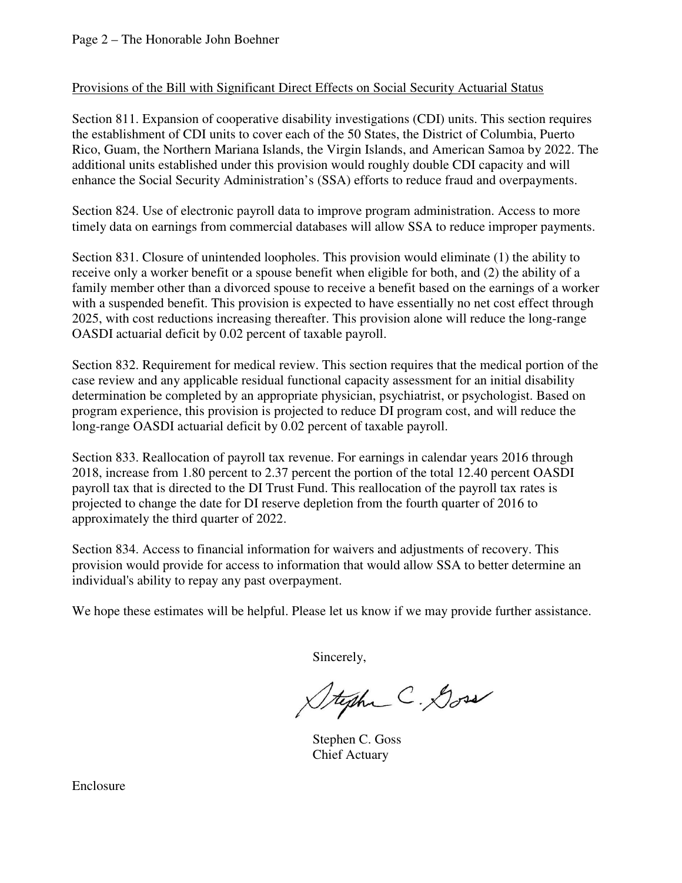<u>Provisions of the Bill with Significant Direct Effects on Social Security Actuarial Status</u>

Section 811. Expansion of cooperative disability investigations (CDI) units. This section requires the establishment of CDI units to cover each of the 50 States, the District of Columbia, Puerto Rico, Guam, the Northern Mariana Islands, the Virgin Islands, and American Samoa by 2022. The additional units established under this provision would roughly double CDI capacity and will enhance the Social Security Administration's (SSA) efforts to reduce fraud and overpayments.

Section 824. Use of electronic payroll data to improve program administration. Access to more timely data on earnings from commercial databases will allow SSA to reduce improper payments.

Section 831. Closure of unintended loopholes. This provision would eliminate (1) the ability to receive only a worker benefit or a spouse benefit when eligible for both, and (2) the ability of a family member other than a divorced spouse to receive a benefit based on the earnings of a worker with a suspended benefit. This provision is expected to have essentially no net cost effect through 2025, with cost reductions increasing thereafter. This provision alone will reduce the long-range OASDI actuarial deficit by 0.02 percent of taxable payroll.

Section 832. Requirement for medical review. This section requires that the medical portion of the case review and any applicable residual functional capacity assessment for an initial disability determination be completed by an appropriate physician, psychiatrist, or psychologist. Based on program experience, this provision is projected to reduce DI program cost, and will reduce the long-range OASDI actuarial deficit by 0.02 percent of taxable payroll.

Section 833. Reallocation of payroll tax revenue. For earnings in calendar years 2016 through 2018, increase from 1.80 percent to 2.37 percent the portion of the total 12.40 percent OASDI payroll tax that is directed to the DI Trust Fund. This reallocation of the payroll tax rates is projected to change the date for DI reserve depletion from the fourth quarter of 2016 to approximately the third quarter of 2022.

Section 834. Access to financial information for waivers and adjustments of recovery. This provision would provide for access to information that would allow SSA to better determine an individual's ability to repay any past overpayment.

We hope these estimates will be helpful. Please let us know if we may provide further assistance.

Sincerely,

Stephen C. Goss

Stephen C. Goss
Chief Actuary

Enclosure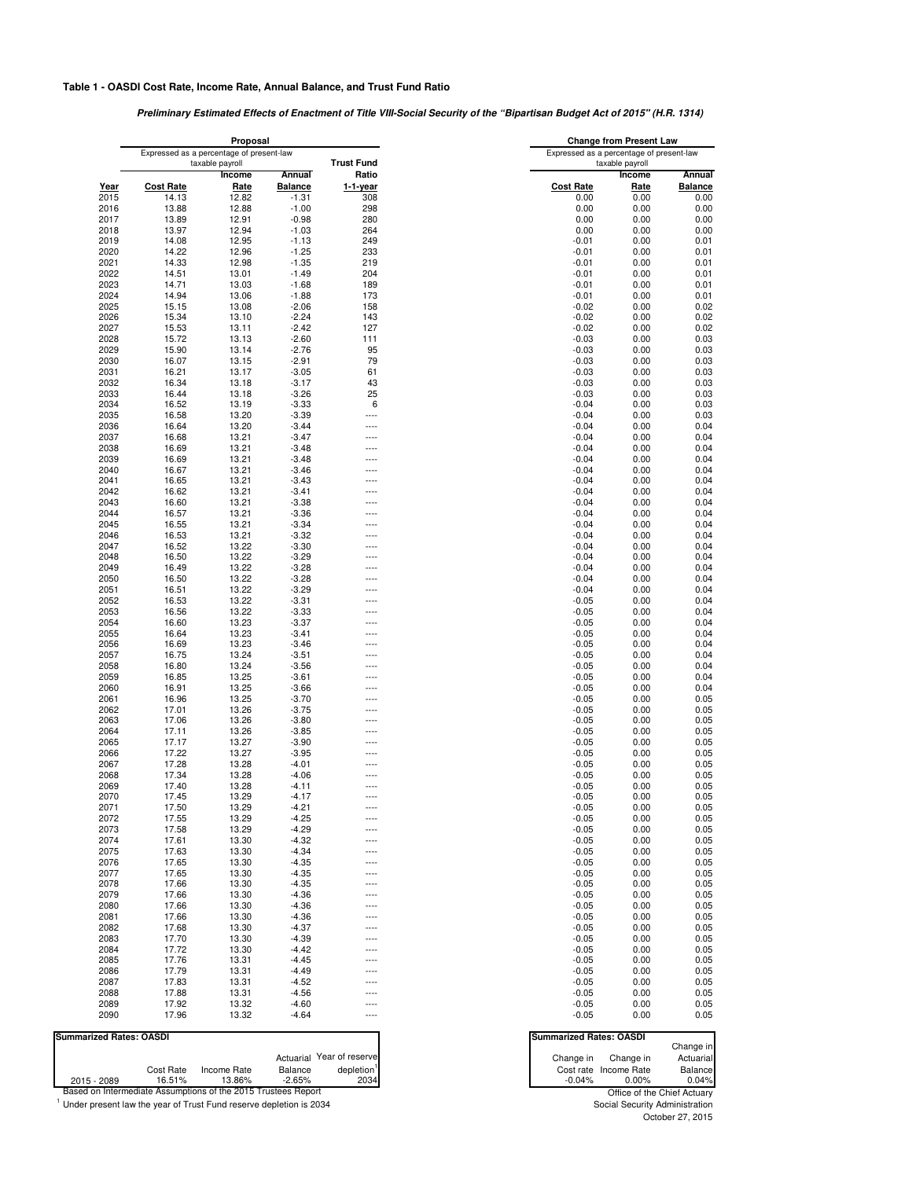**Table 1 - OASDI Cost Rate, Income Rate, Annual Balance, and Trust Fund Ratio**

***Preliminary Estimated Effects of Enactment of Title VIII-Social Security of the "Bipartisan Budget Act of 2015" (H.R. 1314)***

| | Proposal | | | | Change from Present Law | | |
|---|---|---|---|---|---|---|---|
| | Expressed as a percentage of present-law taxable payroll | | | Trust Fund | Expressed as a percentage of present-law taxable payroll | | |
| Year | Cost Rate | Income Rate | Annual Balance | Ratio 1-1-year | Cost Rate | Income Rate | Annual Balance |
| 2015 | 14.13 | 12.82 | -1.31 | 308 | 0.00 | 0.00 | 0.00 |
| 2016 | 13.88 | 12.88 | -1.00 | 298 | 0.00 | 0.00 | 0.00 |
| 2017 | 13.89 | 12.91 | -0.98 | 280 | 0.00 | 0.00 | 0.00 |
| 2018 | 13.97 | 12.94 | -1.03 | 264 | 0.00 | 0.00 | 0.00 |
| 2019 | 14.08 | 12.95 | -1.13 | 249 | -0.01 | 0.00 | 0.01 |
| 2020 | 14.22 | 12.96 | -1.25 | 233 | -0.01 | 0.00 | 0.01 |
| 2021 | 14.33 | 12.98 | -1.35 | 219 | -0.01 | 0.00 | 0.01 |
| 2022 | 14.51 | 13.01 | -1.49 | 204 | -0.01 | 0.00 | 0.01 |
| 2023 | 14.71 | 13.03 | -1.68 | 189 | -0.01 | 0.00 | 0.01 |
| 2024 | 14.94 | 13.06 | -1.88 | 173 | -0.01 | 0.00 | 0.01 |
| 2025 | 15.15 | 13.08 | -2.06 | 158 | -0.02 | 0.00 | 0.02 |
| 2026 | 15.34 | 13.10 | -2.24 | 143 | -0.02 | 0.00 | 0.02 |
| 2027 | 15.53 | 13.11 | -2.42 | 127 | -0.02 | 0.00 | 0.02 |
| 2028 | 15.72 | 13.13 | -2.60 | 111 | -0.03 | 0.00 | 0.03 |
| 2029 | 15.90 | 13.14 | -2.76 | 95 | -0.03 | 0.00 | 0.03 |
| 2030 | 16.07 | 13.15 | -2.91 | 79 | -0.03 | 0.00 | 0.03 |
| 2031 | 16.21 | 13.17 | -3.05 | 61 | -0.03 | 0.00 | 0.03 |
| 2032 | 16.34 | 13.18 | -3.17 | 43 | -0.03 | 0.00 | 0.03 |
| 2033 | 16.44 | 13.18 | -3.26 | 25 | -0.03 | 0.00 | 0.03 |
| 2034 | 16.52 | 13.19 | -3.33 | 6 | -0.04 | 0.00 | 0.03 |
| 2035 | 16.58 | 13.20 | -3.39 | ---- | -0.04 | 0.00 | 0.03 |
| 2036 | 16.64 | 13.20 | -3.44 | ---- | -0.04 | 0.00 | 0.04 |
| 2037 | 16.68 | 13.21 | -3.47 | ---- | -0.04 | 0.00 | 0.04 |
| 2038 | 16.69 | 13.21 | -3.48 | ---- | -0.04 | 0.00 | 0.04 |
| 2039 | 16.69 | 13.21 | -3.48 | ---- | -0.04 | 0.00 | 0.04 |
| 2040 | 16.67 | 13.21 | -3.46 | ---- | -0.04 | 0.00 | 0.04 |
| 2041 | 16.65 | 13.21 | -3.43 | ---- | -0.04 | 0.00 | 0.04 |
| 2042 | 16.62 | 13.21 | -3.41 | ---- | -0.04 | 0.00 | 0.04 |
| 2043 | 16.60 | 13.21 | -3.38 | ---- | -0.04 | 0.00 | 0.04 |
| 2044 | 16.57 | 13.21 | -3.36 | ---- | -0.04 | 0.00 | 0.04 |
| 2045 | 16.55 | 13.21 | -3.34 | ---- | -0.04 | 0.00 | 0.04 |
| 2046 | 16.53 | 13.21 | -3.32 | ---- | -0.04 | 0.00 | 0.04 |
| 2047 | 16.52 | 13.22 | -3.30 | ---- | -0.04 | 0.00 | 0.04 |
| 2048 | 16.50 | 13.22 | -3.29 | ---- | -0.04 | 0.00 | 0.04 |
| 2049 | 16.49 | 13.22 | -3.28 | ---- | -0.04 | 0.00 | 0.04 |
| 2050 | 16.50 | 13.22 | -3.28 | ---- | -0.04 | 0.00 | 0.04 |
| 2051 | 16.51 | 13.22 | -3.29 | ---- | -0.04 | 0.00 | 0.04 |
| 2052 | 16.53 | 13.22 | -3.31 | ---- | -0.05 | 0.00 | 0.04 |
| 2053 | 16.56 | 13.22 | -3.33 | ---- | -0.05 | 0.00 | 0.04 |
| 2054 | 16.60 | 13.23 | -3.37 | ---- | -0.05 | 0.00 | 0.04 |
| 2055 | 16.64 | 13.23 | -3.41 | ---- | -0.05 | 0.00 | 0.04 |
| 2056 | 16.69 | 13.23 | -3.46 | ---- | -0.05 | 0.00 | 0.04 |
| 2057 | 16.75 | 13.24 | -3.51 | ---- | -0.05 | 0.00 | 0.04 |
| 2058 | 16.80 | 13.24 | -3.56 | ---- | -0.05 | 0.00 | 0.04 |
| 2059 | 16.85 | 13.25 | -3.61 | ---- | -0.05 | 0.00 | 0.04 |
| 2060 | 16.91 | 13.25 | -3.66 | ---- | -0.05 | 0.00 | 0.04 |
| 2061 | 16.96 | 13.25 | -3.70 | ---- | -0.05 | 0.00 | 0.05 |
| 2062 | 17.01 | 13.26 | -3.75 | ---- | -0.05 | 0.00 | 0.05 |
| 2063 | 17.06 | 13.26 | -3.80 | ---- | -0.05 | 0.00 | 0.05 |
| 2064 | 17.11 | 13.26 | -3.85 | ---- | -0.05 | 0.00 | 0.05 |
| 2065 | 17.17 | 13.27 | -3.90 | ---- | -0.05 | 0.00 | 0.05 |
| 2066 | 17.22 | 13.27 | -3.95 | ---- | -0.05 | 0.00 | 0.05 |
| 2067 | 17.28 | 13.28 | -4.01 | ---- | -0.05 | 0.00 | 0.05 |
| 2068 | 17.34 | 13.28 | -4.06 | ---- | -0.05 | 0.00 | 0.05 |
| 2069 | 17.40 | 13.28 | -4.11 | ---- | -0.05 | 0.00 | 0.05 |
| 2070 | 17.45 | 13.29 | -4.17 | ---- | -0.05 | 0.00 | 0.05 |
| 2071 | 17.50 | 13.29 | -4.21 | ---- | -0.05 | 0.00 | 0.05 |
| 2072 | 17.55 | 13.29 | -4.25 | ---- | -0.05 | 0.00 | 0.05 |
| 2073 | 17.58 | 13.29 | -4.29 | ---- | -0.05 | 0.00 | 0.05 |
| 2074 | 17.61 | 13.30 | -4.32 | ---- | -0.05 | 0.00 | 0.05 |
| 2075 | 17.63 | 13.30 | -4.34 | ---- | -0.05 | 0.00 | 0.05 |
| 2076 | 17.65 | 13.30 | -4.35 | ---- | -0.05 | 0.00 | 0.05 |
| 2077 | 17.65 | 13.30 | -4.35 | ---- | -0.05 | 0.00 | 0.05 |
| 2078 | 17.66 | 13.30 | -4.35 | ---- | -0.05 | 0.00 | 0.05 |
| 2079 | 17.66 | 13.30 | -4.36 | ---- | -0.05 | 0.00 | 0.05 |
| 2080 | 17.66 | 13.30 | -4.36 | ---- | -0.05 | 0.00 | 0.05 |
| 2081 | 17.66 | 13.30 | -4.36 | ---- | -0.05 | 0.00 | 0.05 |
| 2082 | 17.68 | 13.30 | -4.37 | ---- | -0.05 | 0.00 | 0.05 |
| 2083 | 17.70 | 13.30 | -4.39 | ---- | -0.05 | 0.00 | 0.05 |
| 2084 | 17.72 | 13.30 | -4.42 | ---- | -0.05 | 0.00 | 0.05 |
| 2085 | 17.76 | 13.31 | -4.45 | ---- | -0.05 | 0.00 | 0.05 |
| 2086 | 17.79 | 13.31 | -4.49 | ---- | -0.05 | 0.00 | 0.05 |
| 2087 | 17.83 | 13.31 | -4.52 | ---- | -0.05 | 0.00 | 0.05 |
| 2088 | 17.88 | 13.31 | -4.56 | ---- | -0.05 | 0.00 | 0.05 |
| 2089 | 17.92 | 13.32 | -4.60 | ---- | -0.05 | 0.00 | 0.05 |
| 2090 | 17.96 | 13.32 | -4.64 | ---- | -0.05 | 0.00 | 0.05 |

**Summarized Rates: OASDI**

| | Cost Rate | Income Rate | Actuarial Balance | Year of reserve depletion[1] |
|---|---|---|---|---|
| 2015 - 2089 | 16.51% | 13.86% | -2.65% | 2034 |

Based on Intermediate Assumptions of the 2015 Trustees Report

[1] Under present law the year of Trust Fund reserve depletion is 2034

**Summarized Rates: OASDI**

| Change in Cost rate | Change in Income Rate | Change in Actuarial Balance |
|---|---|---|
| -0.04% | 0.00% | 0.04% |

Office of the Chief Actuary
Social Security Administration
October 27, 2015